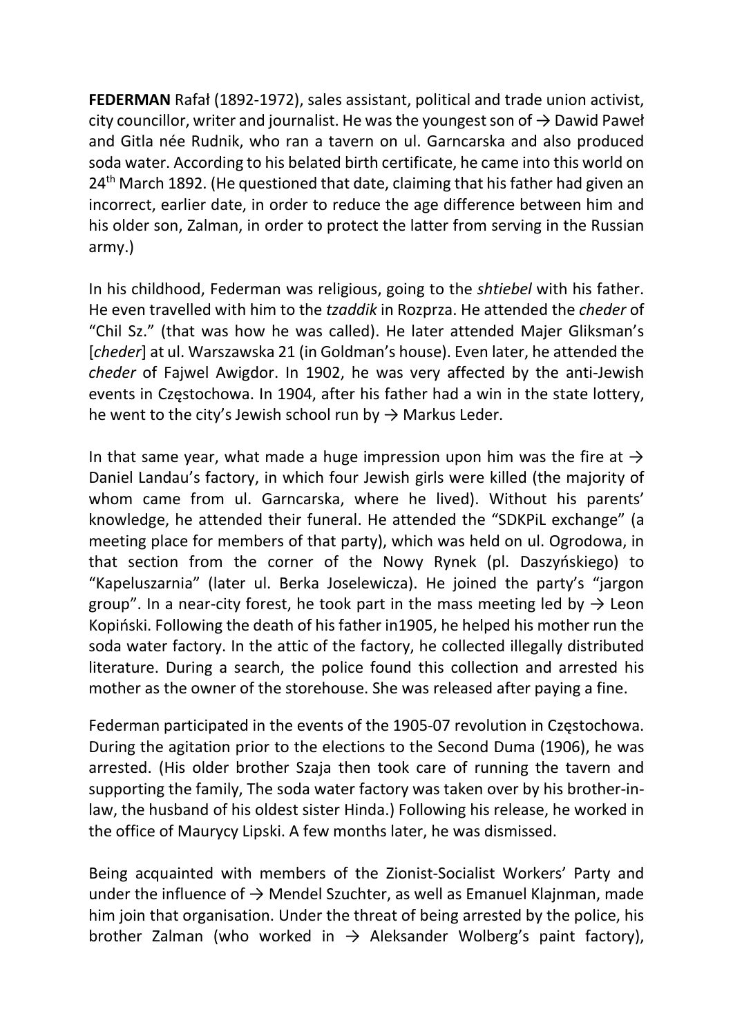**FEDERMAN** Rafał (1892-1972), sales assistant, political and trade union activist, city councillor, writer and journalist. He was the youngest son of → Dawid Paweł and Gitla née Rudnik, who ran a tavern on ul. Garncarska and also produced soda water. According to his belated birth certificate, he came into this world on 24th March 1892. (He questioned that date, claiming that his father had given an incorrect, earlier date, in order to reduce the age difference between him and his older son, Zalman, in order to protect the latter from serving in the Russian army.)

In his childhood, Federman was religious, going to the *shtiebel* with his father. He even travelled with him to the *tzaddik* in Rozprza. He attended the *cheder* of "Chil Sz." (that was how he was called). He later attended Majer Gliksman's [*cheder*] at ul. Warszawska 21 (in Goldman's house). Even later, he attended the *cheder* of Fajwel Awigdor. In 1902, he was very affected by the anti-Jewish events in Częstochowa. In 1904, after his father had a win in the state lottery, he went to the city's Jewish school run by → Markus Leder.

In that same year, what made a huge impression upon him was the fire at → Daniel Landau's factory, in which four Jewish girls were killed (the majority of whom came from ul. Garncarska, where he lived). Without his parents' knowledge, he attended their funeral. He attended the "SDKPiL exchange" (a meeting place for members of that party), which was held on ul. Ogrodowa, in that section from the corner of the Nowy Rynek (pl. Daszyńskiego) to "Kapeluszarnia" (later ul. Berka Joselewicza). He joined the party's "jargon group". In a near-city forest, he took part in the mass meeting led by → Leon Kopiński. Following the death of his father in1905, he helped his mother run the soda water factory. In the attic of the factory, he collected illegally distributed literature. During a search, the police found this collection and arrested his mother as the owner of the storehouse. She was released after paying a fine.

Federman participated in the events of the 1905-07 revolution in Częstochowa. During the agitation prior to the elections to the Second Duma (1906), he was arrested. (His older brother Szaja then took care of running the tavern and supporting the family, The soda water factory was taken over by his brother-in-law, the husband of his oldest sister Hinda.) Following his release, he worked in the office of Maurycy Lipski. A few months later, he was dismissed.

Being acquainted with members of the Zionist-Socialist Workers' Party and under the influence of → Mendel Szuchter, as well as Emanuel Klajnman, made him join that organisation. Under the threat of being arrested by the police, his brother Zalman (who worked in → Aleksander Wolberg's paint factory),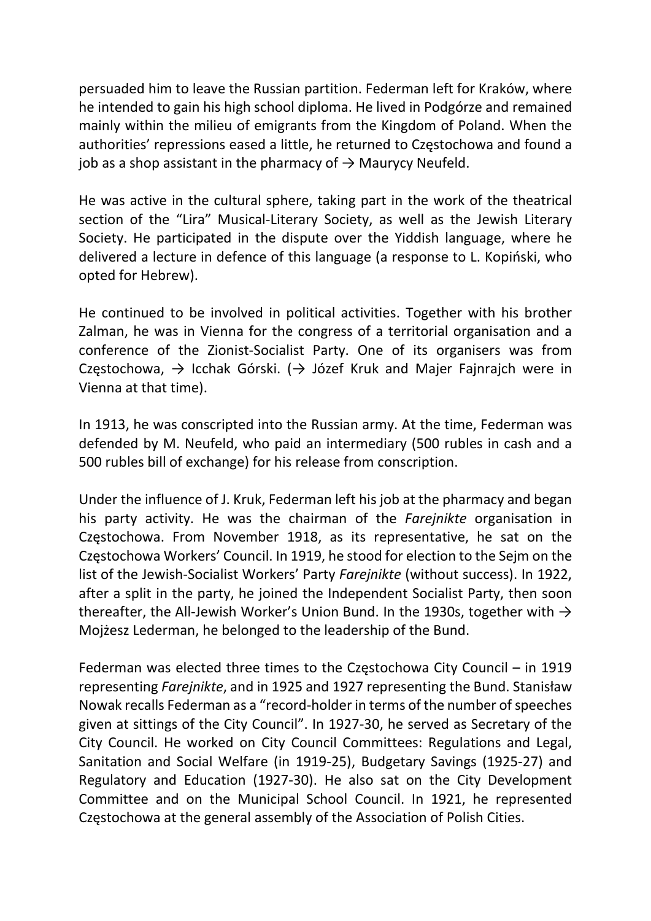persuaded him to leave the Russian partition. Federman left for Kraków, where he intended to gain his high school diploma. He lived in Podgórze and remained mainly within the milieu of emigrants from the Kingdom of Poland. When the authorities' repressions eased a little, he returned to Częstochowa and found a job as a shop assistant in the pharmacy of → Maurycy Neufeld.

He was active in the cultural sphere, taking part in the work of the theatrical section of the "Lira" Musical-Literary Society, as well as the Jewish Literary Society. He participated in the dispute over the Yiddish language, where he delivered a lecture in defence of this language (a response to L. Kopiński, who opted for Hebrew).

He continued to be involved in political activities. Together with his brother Zalman, he was in Vienna for the congress of a territorial organisation and a conference of the Zionist-Socialist Party. One of its organisers was from Częstochowa, → Icchak Górski. (→ Józef Kruk and Majer Fajnrajch were in Vienna at that time).

In 1913, he was conscripted into the Russian army. At the time, Federman was defended by M. Neufeld, who paid an intermediary (500 rubles in cash and a 500 rubles bill of exchange) for his release from conscription.

Under the influence of J. Kruk, Federman left his job at the pharmacy and began his party activity. He was the chairman of the *Farejnikte* organisation in Częstochowa. From November 1918, as its representative, he sat on the Częstochowa Workers' Council. In 1919, he stood for election to the Sejm on the list of the Jewish-Socialist Workers' Party *Farejnikte* (without success). In 1922, after a split in the party, he joined the Independent Socialist Party, then soon thereafter, the All-Jewish Worker's Union Bund. In the 1930s, together with → Mojżesz Lederman, he belonged to the leadership of the Bund.

Federman was elected three times to the Częstochowa City Council – in 1919 representing *Farejnikte*, and in 1925 and 1927 representing the Bund. Stanisław Nowak recalls Federman as a "record-holder in terms of the number of speeches given at sittings of the City Council". In 1927-30, he served as Secretary of the City Council. He worked on City Council Committees: Regulations and Legal, Sanitation and Social Welfare (in 1919-25), Budgetary Savings (1925-27) and Regulatory and Education (1927-30). He also sat on the City Development Committee and on the Municipal School Council. In 1921, he represented Częstochowa at the general assembly of the Association of Polish Cities.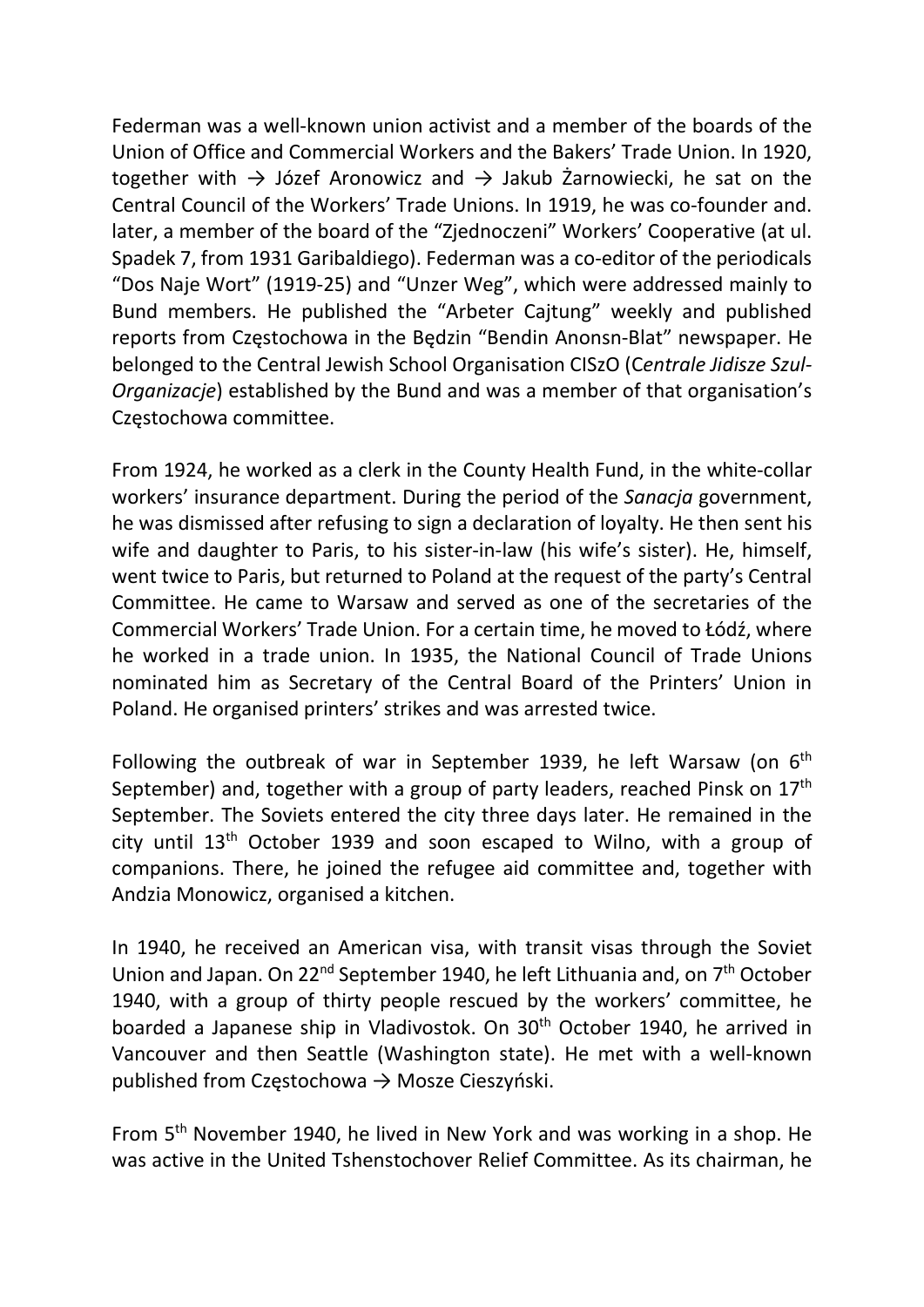Federman was a well-known union activist and a member of the boards of the Union of Office and Commercial Workers and the Bakers' Trade Union. In 1920, together with → Józef Aronowicz and → Jakub Żarnowiecki, he sat on the Central Council of the Workers' Trade Unions. In 1919, he was co-founder and. later, a member of the board of the "Zjednoczeni" Workers' Cooperative (at ul. Spadek 7, from 1931 Garibaldiego). Federman was a co-editor of the periodicals "Dos Naje Wort" (1919-25) and "Unzer Weg", which were addressed mainly to Bund members. He published the "Arbeter Cajtung" weekly and published reports from Częstochowa in the Będzin "Bendin Anonsn-Blat" newspaper. He belonged to the Central Jewish School Organisation CISzO (C*entrale Jidisze Szul-Organizacje*) established by the Bund and was a member of that organisation's Częstochowa committee.

From 1924, he worked as a clerk in the County Health Fund, in the white-collar workers' insurance department. During the period of the *Sanacja* government, he was dismissed after refusing to sign a declaration of loyalty. He then sent his wife and daughter to Paris, to his sister-in-law (his wife's sister). He, himself, went twice to Paris, but returned to Poland at the request of the party's Central Committee. He came to Warsaw and served as one of the secretaries of the Commercial Workers' Trade Union. For a certain time, he moved to Łódź, where he worked in a trade union. In 1935, the National Council of Trade Unions nominated him as Secretary of the Central Board of the Printers' Union in Poland. He organised printers' strikes and was arrested twice.

Following the outbreak of war in September 1939, he left Warsaw (on 6th September) and, together with a group of party leaders, reached Pinsk on 17th September. The Soviets entered the city three days later. He remained in the city until 13th October 1939 and soon escaped to Wilno, with a group of companions. There, he joined the refugee aid committee and, together with Andzia Monowicz, organised a kitchen.

In 1940, he received an American visa, with transit visas through the Soviet Union and Japan. On 22nd September 1940, he left Lithuania and, on 7th October 1940, with a group of thirty people rescued by the workers' committee, he boarded a Japanese ship in Vladivostok. On 30th October 1940, he arrived in Vancouver and then Seattle (Washington state). He met with a well-known published from Częstochowa → Mosze Cieszyński.

From 5th November 1940, he lived in New York and was working in a shop. He was active in the United Tshenstochover Relief Committee. As its chairman, he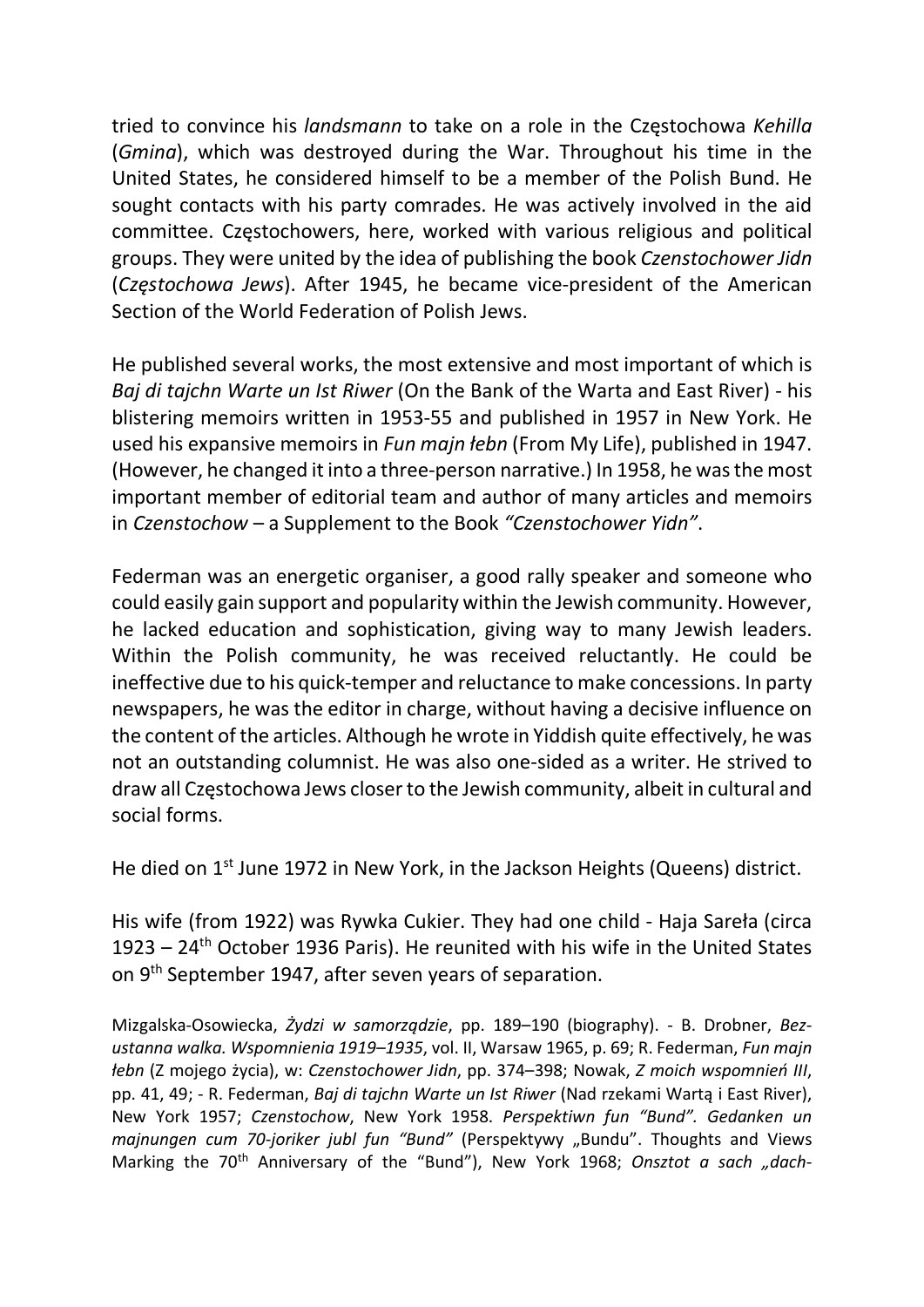tried to convince his *landsmann* to take on a role in the Częstochowa *Kehilla* (*Gmina*), which was destroyed during the War. Throughout his time in the United States, he considered himself to be a member of the Polish Bund. He sought contacts with his party comrades. He was actively involved in the aid committee. Częstochowers, here, worked with various religious and political groups. They were united by the idea of publishing the book *Czenstochower Jidn* (*Częstochowa Jews*). After 1945, he became vice-president of the American Section of the World Federation of Polish Jews.

He published several works, the most extensive and most important of which is *Baj di tajchn Warte un Ist Riwer* (On the Bank of the Warta and East River) - his blistering memoirs written in 1953-55 and published in 1957 in New York. He used his expansive memoirs in *Fun majn łebn* (From My Life), published in 1947. (However, he changed it into a three-person narrative.) In 1958, he was the most important member of editorial team and author of many articles and memoirs in *Czenstochow* – a Supplement to the Book *"Czenstochower Yidn"*.

Federman was an energetic organiser, a good rally speaker and someone who could easily gain support and popularity within the Jewish community. However, he lacked education and sophistication, giving way to many Jewish leaders. Within the Polish community, he was received reluctantly. He could be ineffective due to his quick-temper and reluctance to make concessions. In party newspapers, he was the editor in charge, without having a decisive influence on the content of the articles. Although he wrote in Yiddish quite effectively, he was not an outstanding columnist. He was also one-sided as a writer. He strived to draw all Częstochowa Jews closer to the Jewish community, albeit in cultural and social forms.

He died on 1st June 1972 in New York, in the Jackson Heights (Queens) district.

His wife (from 1922) was Rywka Cukier. They had one child - Haja Sareła (circa 1923 – 24th October 1936 Paris). He reunited with his wife in the United States on 9th September 1947, after seven years of separation.

Mizgalska-Osowiecka, *Żydzi w samorządzie*, pp. 189–190 (biography). - B. Drobner, *Bezustanna walka. Wspomnienia 1919–1935*, vol. II, Warsaw 1965, p. 69; R. Federman, *Fun majn łebn* (Z mojego życia), w: *Czenstochower Jidn*, pp. 374–398; Nowak, *Z moich wspomnień III*, pp. 41, 49; - R. Federman, *Baj di tajchn Warte un Ist Riwer* (Nad rzekami Wartą i East River), New York 1957; *Czenstochow*, New York 1958. *Perspektiwn fun "Bund". Gedanken un majnungen cum 70-joriker jubl fun "Bund"* (Perspektywy „Bundu". Thoughts and Views Marking the 70th Anniversary of the "Bund"), New York 1968; *Onsztot a sach „dach-*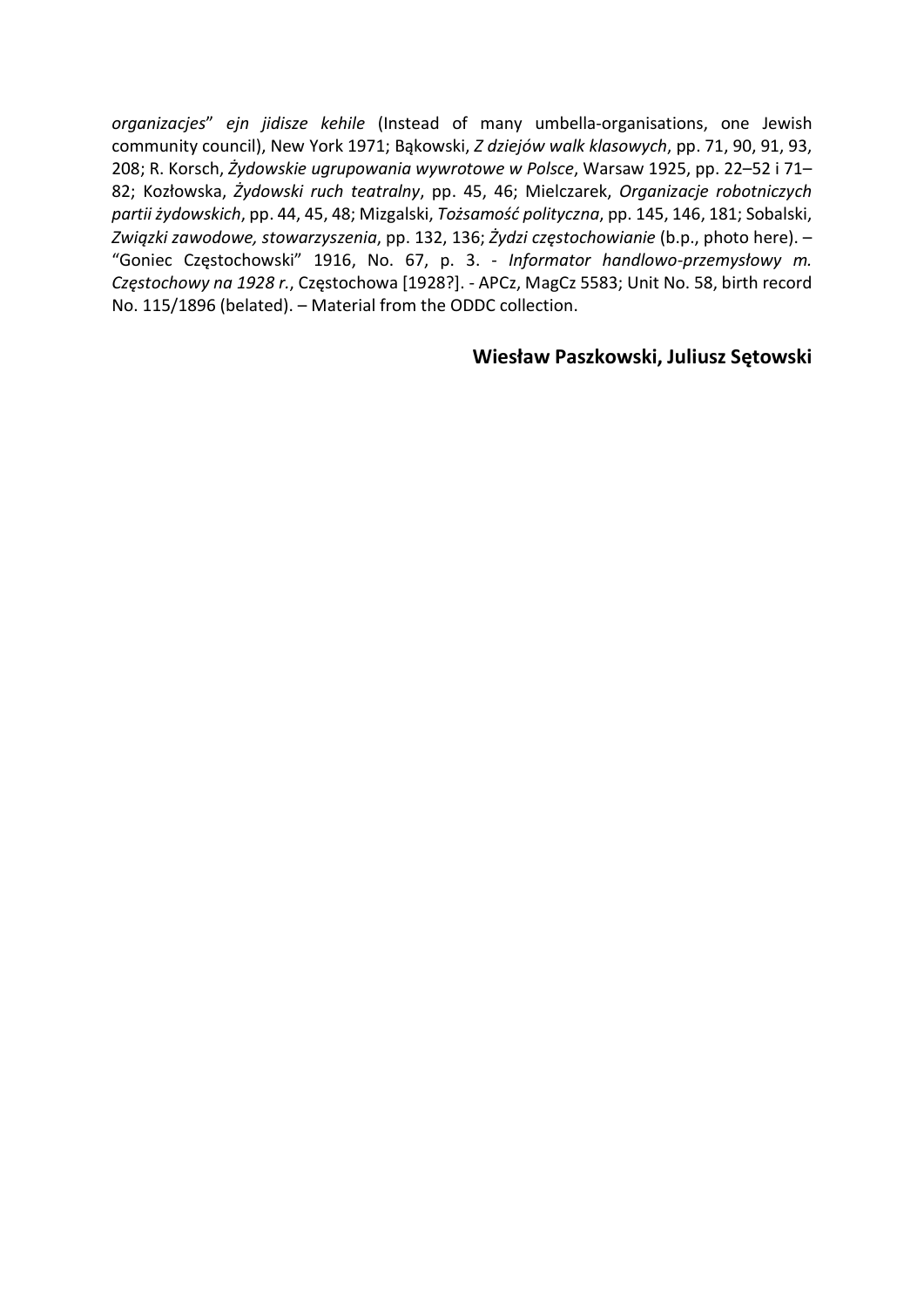*organizacjes*" *ejn jidisze kehile* (Instead of many umbella-organisations, one Jewish community council), New York 1971; Bąkowski, *Z dziejów walk klasowych*, pp. 71, 90, 91, 93, 208; R. Korsch, *Żydowskie ugrupowania wywrotowe w Polsce*, Warsaw 1925, pp. 22–52 i 71–82; Kozłowska, *Żydowski ruch teatralny*, pp. 45, 46; Mielczarek, *Organizacje robotniczych partii żydowskich*, pp. 44, 45, 48; Mizgalski, *Tożsamość polityczna*, pp. 145, 146, 181; Sobalski, *Związki zawodowe, stowarzyszenia*, pp. 132, 136; *Żydzi częstochowianie* (b.p., photo here). – "Goniec Częstochowski" 1916, No. 67, p. 3. - *Informator handlowo-przemysłowy m. Częstochowy na 1928 r.*, Częstochowa [1928?]. - APCz, MagCz 5583; Unit No. 58, birth record No. 115/1896 (belated). – Material from the ODDC collection.

**Wiesław Paszkowski, Juliusz Sętowski**